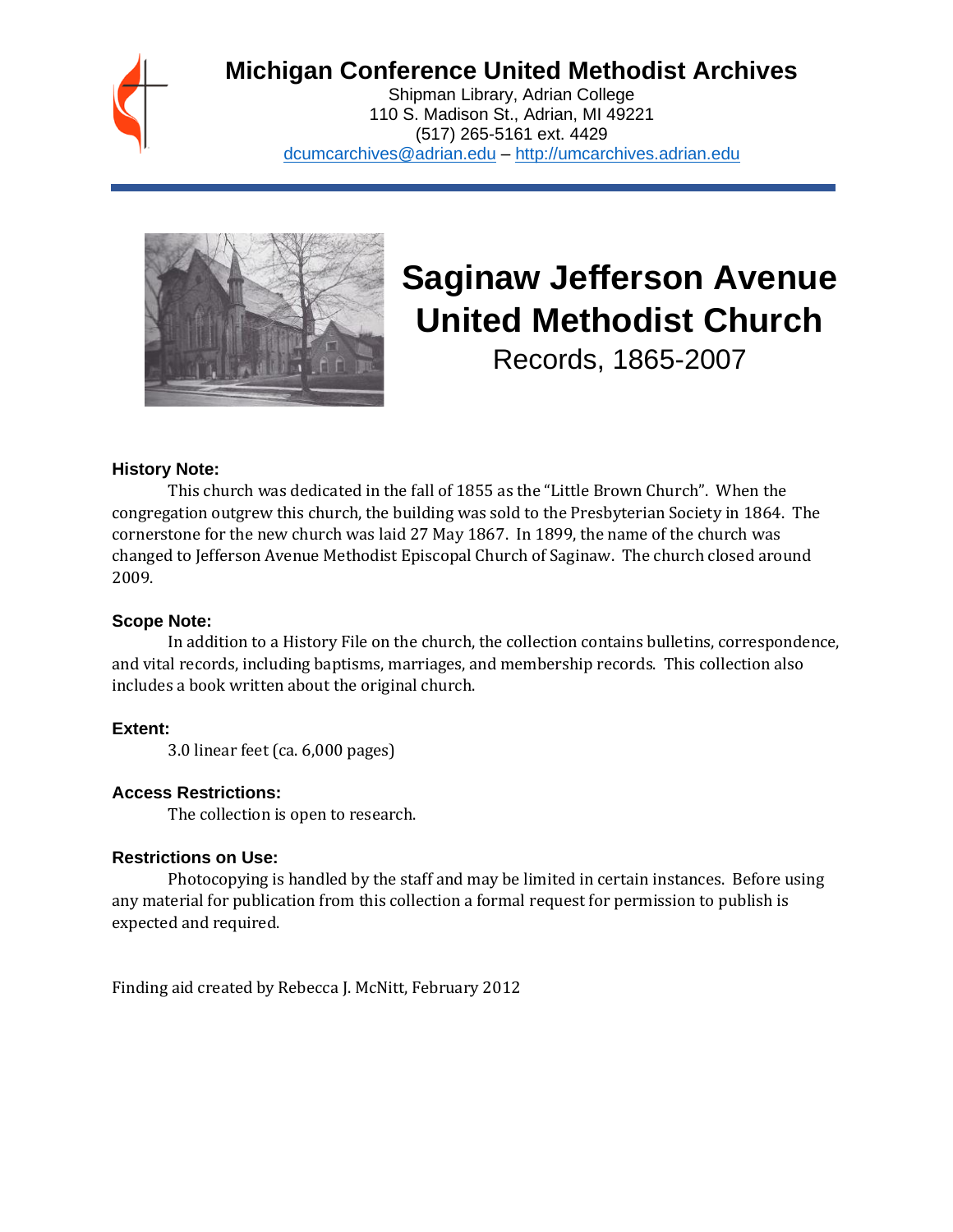# Michigan Conference United Methodist Archives

Shipman Library, Adrian College
110 S. Madison St., Adrian, MI 49221
(517) 265-5161 ext. 4429
dcumcarchives@adrian.edu – http://umcarchives.adrian.edu

# Saginaw Jefferson Avenue United Methodist Church

## Records, 1865-2007

### History Note:

This church was dedicated in the fall of 1855 as the "Little Brown Church". When the congregation outgrew this church, the building was sold to the Presbyterian Society in 1864. The cornerstone for the new church was laid 27 May 1867. In 1899, the name of the church was changed to Jefferson Avenue Methodist Episcopal Church of Saginaw. The church closed around 2009.

### Scope Note:

In addition to a History File on the church, the collection contains bulletins, correspondence, and vital records, including baptisms, marriages, and membership records. This collection also includes a book written about the original church.

### Extent:

3.0 linear feet (ca. 6,000 pages)

### Access Restrictions:

The collection is open to research.

### Restrictions on Use:

Photocopying is handled by the staff and may be limited in certain instances. Before using any material for publication from this collection a formal request for permission to publish is expected and required.

Finding aid created by Rebecca J. McNitt, February 2012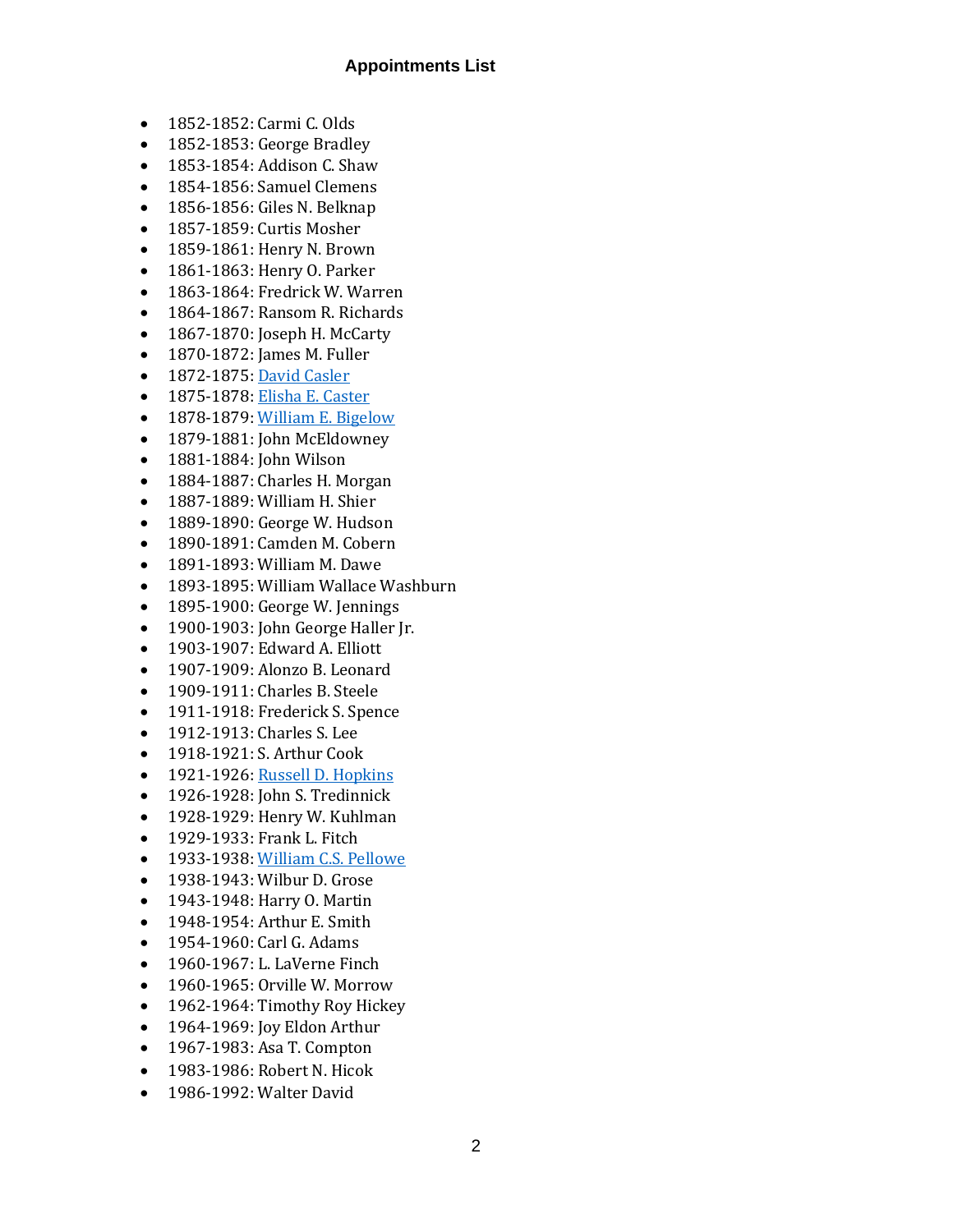## Appointments List

- 1852-1852: Carmi C. Olds
- 1852-1853: George Bradley
- 1853-1854: Addison C. Shaw
- 1854-1856: Samuel Clemens
- 1856-1856: Giles N. Belknap
- 1857-1859: Curtis Mosher
- 1859-1861: Henry N. Brown
- 1861-1863: Henry O. Parker
- 1863-1864: Fredrick W. Warren
- 1864-1867: Ransom R. Richards
- 1867-1870: Joseph H. McCarty
- 1870-1872: James M. Fuller
- 1872-1875: David Casler
- 1875-1878: Elisha E. Caster
- 1878-1879: William E. Bigelow
- 1879-1881: John McEldowney
- 1881-1884: John Wilson
- 1884-1887: Charles H. Morgan
- 1887-1889: William H. Shier
- 1889-1890: George W. Hudson
- 1890-1891: Camden M. Cobern
- 1891-1893: William M. Dawe
- 1893-1895: William Wallace Washburn
- 1895-1900: George W. Jennings
- 1900-1903: John George Haller Jr.
- 1903-1907: Edward A. Elliott
- 1907-1909: Alonzo B. Leonard
- 1909-1911: Charles B. Steele
- 1911-1918: Frederick S. Spence
- 1912-1913: Charles S. Lee
- 1918-1921: S. Arthur Cook
- 1921-1926: Russell D. Hopkins
- 1926-1928: John S. Tredinnick
- 1928-1929: Henry W. Kuhlman
- 1929-1933: Frank L. Fitch
- 1933-1938: William C.S. Pellowe
- 1938-1943: Wilbur D. Grose
- 1943-1948: Harry O. Martin
- 1948-1954: Arthur E. Smith
- 1954-1960: Carl G. Adams
- 1960-1967: L. LaVerne Finch
- 1960-1965: Orville W. Morrow
- 1962-1964: Timothy Roy Hickey
- 1964-1969: Joy Eldon Arthur
- 1967-1983: Asa T. Compton
- 1983-1986: Robert N. Hicok
- 1986-1992: Walter David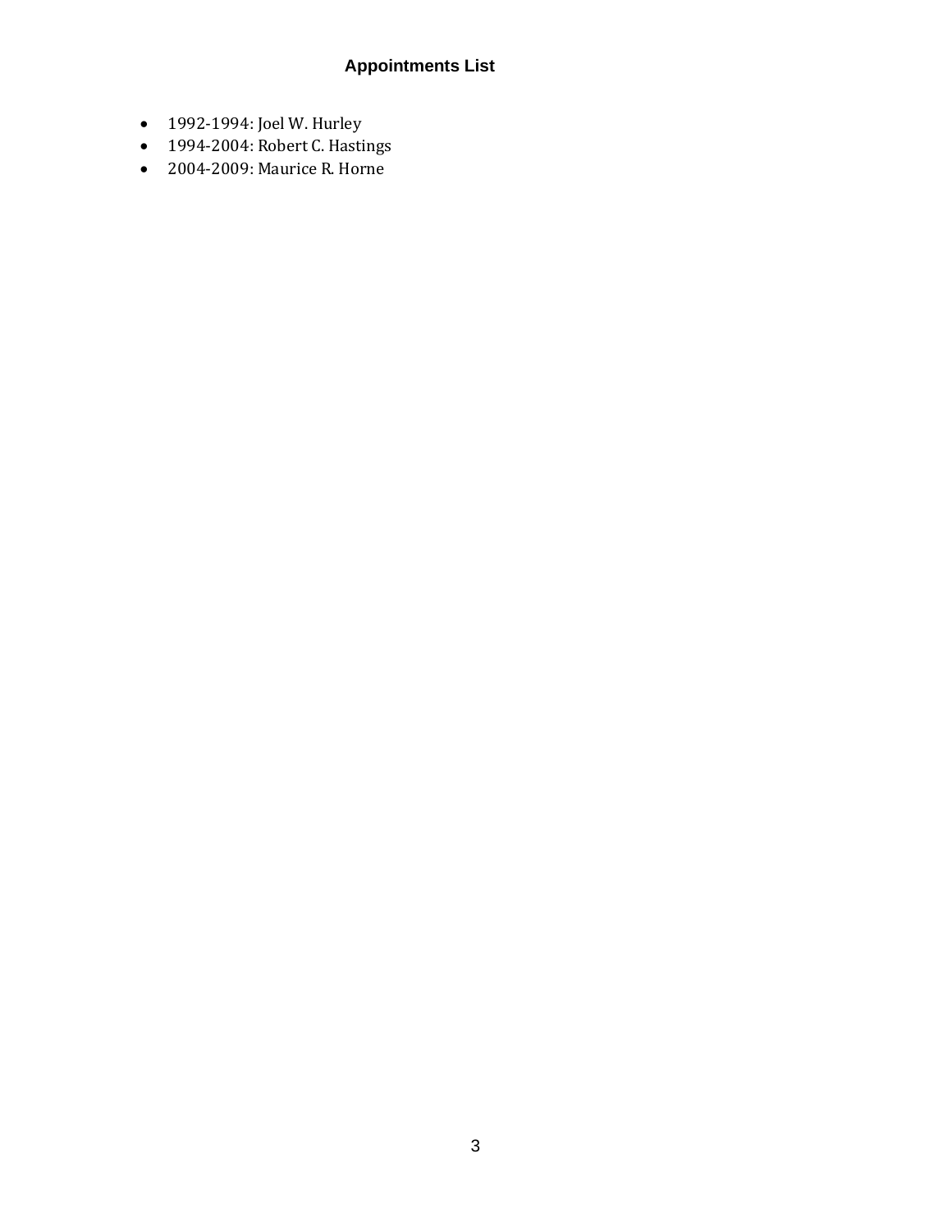## Appointments List

- 1992-1994: Joel W. Hurley
- 1994-2004: Robert C. Hastings
- 2004-2009: Maurice R. Horne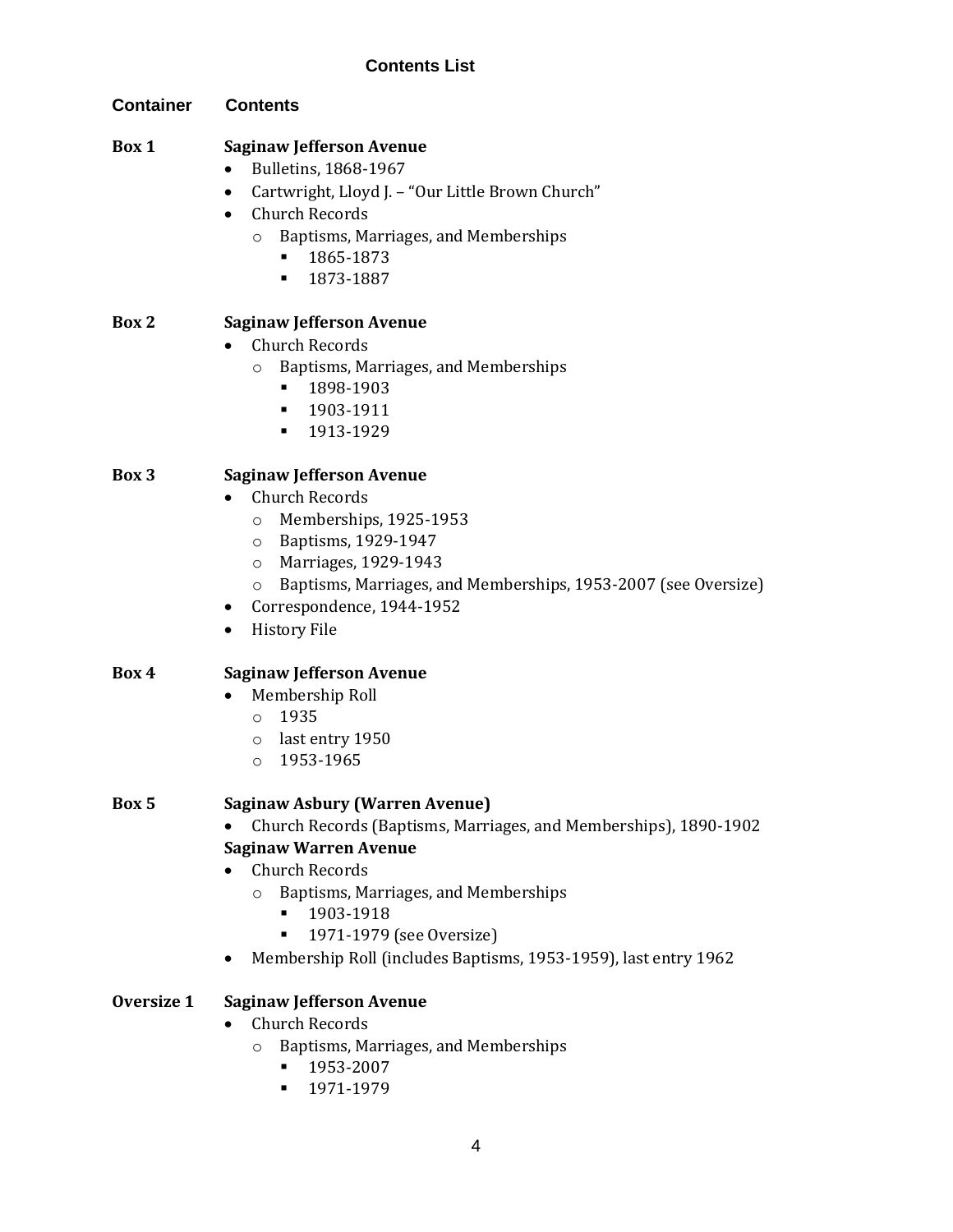## Contents List

| Container | Contents |
|---|---|

**Box 1** — **Saginaw Jefferson Avenue**

- Bulletins, 1868-1967
- Cartwright, Lloyd J. – "Our Little Brown Church"
- Church Records
  - Baptisms, Marriages, and Memberships
    - 1865-1873
    - 1873-1887

**Box 2** — **Saginaw Jefferson Avenue**

- Church Records
  - Baptisms, Marriages, and Memberships
    - 1898-1903
    - 1903-1911
    - 1913-1929

**Box 3** — **Saginaw Jefferson Avenue**

- Church Records
  - Memberships, 1925-1953
  - Baptisms, 1929-1947
  - Marriages, 1929-1943
  - Baptisms, Marriages, and Memberships, 1953-2007 (see Oversize)
- Correspondence, 1944-1952
- History File

**Box 4** — **Saginaw Jefferson Avenue**

- Membership Roll
  - 1935
  - last entry 1950
  - 1953-1965

**Box 5** — **Saginaw Asbury (Warren Avenue)**

- Church Records (Baptisms, Marriages, and Memberships), 1890-1902

**Saginaw Warren Avenue**

- Church Records
  - Baptisms, Marriages, and Memberships
    - 1903-1918
    - 1971-1979 (see Oversize)
- Membership Roll (includes Baptisms, 1953-1959), last entry 1962

**Oversize 1** — **Saginaw Jefferson Avenue**

- Church Records
  - Baptisms, Marriages, and Memberships
    - 1953-2007
    - 1971-1979